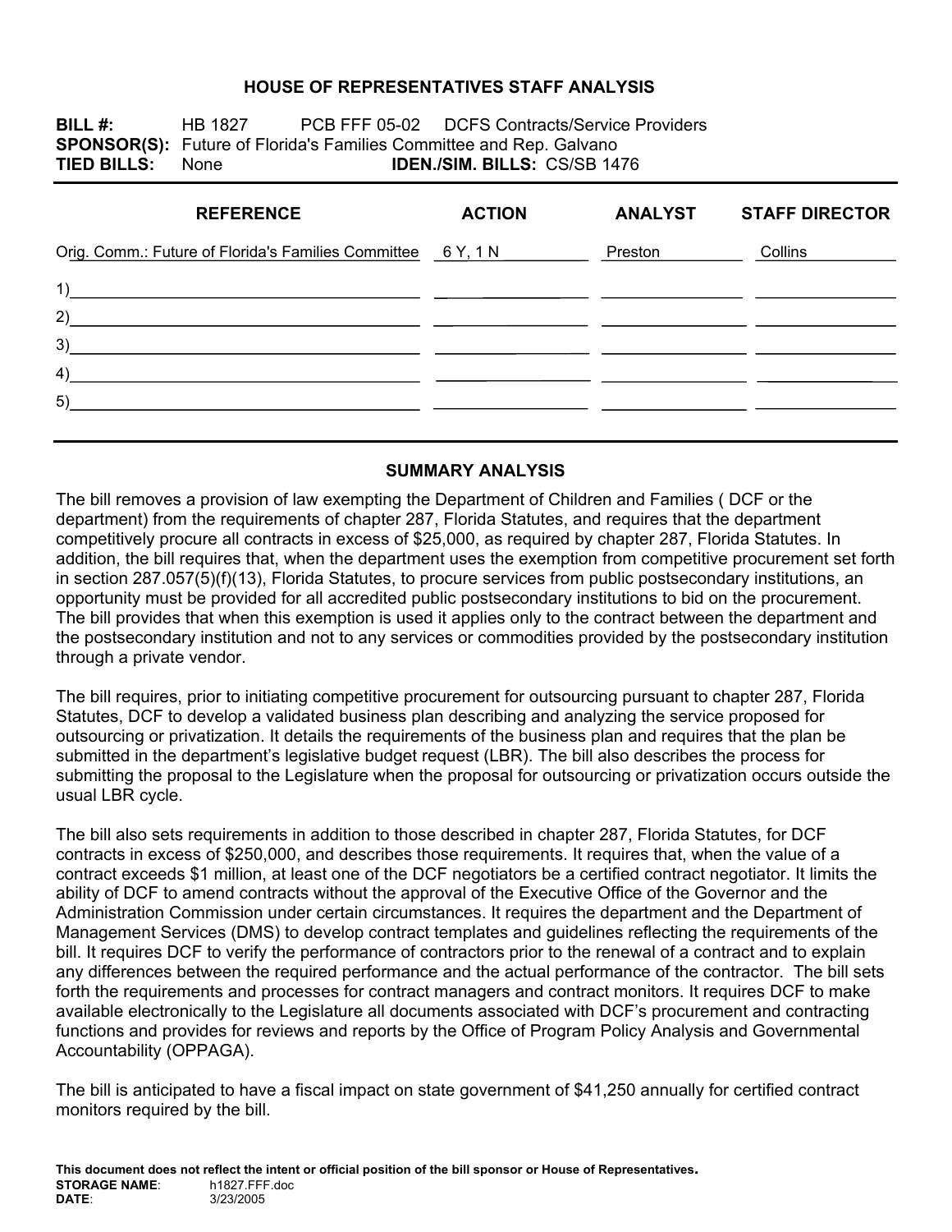# HOUSE OF REPRESENTATIVES STAFF ANALYSIS

**BILL #:** HB 1827 PCB FFF 05-02 DCFS Contracts/Service Providers
**SPONSOR(S):** Future of Florida's Families Committee and Rep. Galvano
**TIED BILLS:** None **IDEN./SIM. BILLS:** CS/SB 1476

| REFERENCE | ACTION | ANALYST | STAFF DIRECTOR |
|---|---|---|---|
| Orig. Comm.: Future of Florida's Families Committee | 6 Y, 1 N | Preston | Collins |
| 1) | | | |
| 2) | | | |
| 3) | | | |
| 4) | | | |
| 5) | | | |

## SUMMARY ANALYSIS

The bill removes a provision of law exempting the Department of Children and Families ( DCF or the department) from the requirements of chapter 287, Florida Statutes, and requires that the department competitively procure all contracts in excess of $25,000, as required by chapter 287, Florida Statutes. In addition, the bill requires that, when the department uses the exemption from competitive procurement set forth in section 287.057(5)(f)(13), Florida Statutes, to procure services from public postsecondary institutions, an opportunity must be provided for all accredited public postsecondary institutions to bid on the procurement. The bill provides that when this exemption is used it applies only to the contract between the department and the postsecondary institution and not to any services or commodities provided by the postsecondary institution through a private vendor.

The bill requires, prior to initiating competitive procurement for outsourcing pursuant to chapter 287, Florida Statutes, DCF to develop a validated business plan describing and analyzing the service proposed for outsourcing or privatization. It details the requirements of the business plan and requires that the plan be submitted in the department's legislative budget request (LBR). The bill also describes the process for submitting the proposal to the Legislature when the proposal for outsourcing or privatization occurs outside the usual LBR cycle.

The bill also sets requirements in addition to those described in chapter 287, Florida Statutes, for DCF contracts in excess of $250,000, and describes those requirements. It requires that, when the value of a contract exceeds $1 million, at least one of the DCF negotiators be a certified contract negotiator. It limits the ability of DCF to amend contracts without the approval of the Executive Office of the Governor and the Administration Commission under certain circumstances. It requires the department and the Department of Management Services (DMS) to develop contract templates and guidelines reflecting the requirements of the bill. It requires DCF to verify the performance of contractors prior to the renewal of a contract and to explain any differences between the required performance and the actual performance of the contractor. The bill sets forth the requirements and processes for contract managers and contract monitors. It requires DCF to make available electronically to the Legislature all documents associated with DCF's procurement and contracting functions and provides for reviews and reports by the Office of Program Policy Analysis and Governmental Accountability (OPPAGA).

The bill is anticipated to have a fiscal impact on state government of $41,250 annually for certified contract monitors required by the bill.

**This document does not reflect the intent or official position of the bill sponsor or House of Representatives.**
**STORAGE NAME**: h1827.FFF.doc
**DATE**: 3/23/2005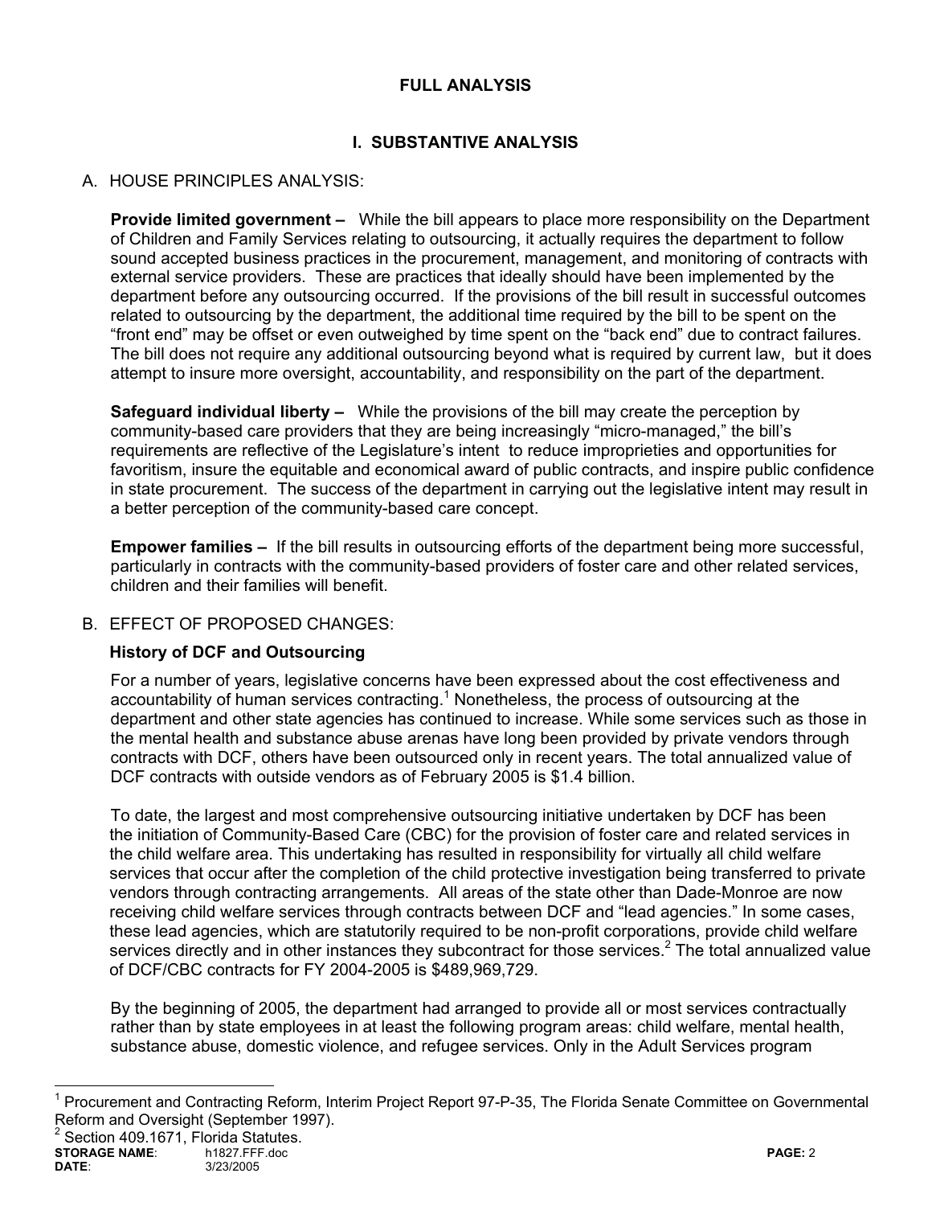## FULL ANALYSIS

## I. SUBSTANTIVE ANALYSIS

A. HOUSE PRINCIPLES ANALYSIS:

**Provide limited government –** While the bill appears to place more responsibility on the Department of Children and Family Services relating to outsourcing, it actually requires the department to follow sound accepted business practices in the procurement, management, and monitoring of contracts with external service providers. These are practices that ideally should have been implemented by the department before any outsourcing occurred. If the provisions of the bill result in successful outcomes related to outsourcing by the department, the additional time required by the bill to be spent on the "front end" may be offset or even outweighed by time spent on the "back end" due to contract failures. The bill does not require any additional outsourcing beyond what is required by current law, but it does attempt to insure more oversight, accountability, and responsibility on the part of the department.

**Safeguard individual liberty –** While the provisions of the bill may create the perception by community-based care providers that they are being increasingly "micro-managed," the bill's requirements are reflective of the Legislature's intent to reduce improprieties and opportunities for favoritism, insure the equitable and economical award of public contracts, and inspire public confidence in state procurement. The success of the department in carrying out the legislative intent may result in a better perception of the community-based care concept.

**Empower families –** If the bill results in outsourcing efforts of the department being more successful, particularly in contracts with the community-based providers of foster care and other related services, children and their families will benefit.

B. EFFECT OF PROPOSED CHANGES:

**History of DCF and Outsourcing**

For a number of years, legislative concerns have been expressed about the cost effectiveness and accountability of human services contracting.[1] Nonetheless, the process of outsourcing at the department and other state agencies has continued to increase. While some services such as those in the mental health and substance abuse arenas have long been provided by private vendors through contracts with DCF, others have been outsourced only in recent years. The total annualized value of DCF contracts with outside vendors as of February 2005 is $1.4 billion.

To date, the largest and most comprehensive outsourcing initiative undertaken by DCF has been the initiation of Community-Based Care (CBC) for the provision of foster care and related services in the child welfare area. This undertaking has resulted in responsibility for virtually all child welfare services that occur after the completion of the child protective investigation being transferred to private vendors through contracting arrangements. All areas of the state other than Dade-Monroe are now receiving child welfare services through contracts between DCF and "lead agencies." In some cases, these lead agencies, which are statutorily required to be non-profit corporations, provide child welfare services directly and in other instances they subcontract for those services.[2] The total annualized value of DCF/CBC contracts for FY 2004-2005 is $489,969,729.

By the beginning of 2005, the department had arranged to provide all or most services contractually rather than by state employees in at least the following program areas: child welfare, mental health, substance abuse, domestic violence, and refugee services. Only in the Adult Services program

[1] Procurement and Contracting Reform, Interim Project Report 97-P-35, The Florida Senate Committee on Governmental Reform and Oversight (September 1997).

[2] Section 409.1671, Florida Statutes.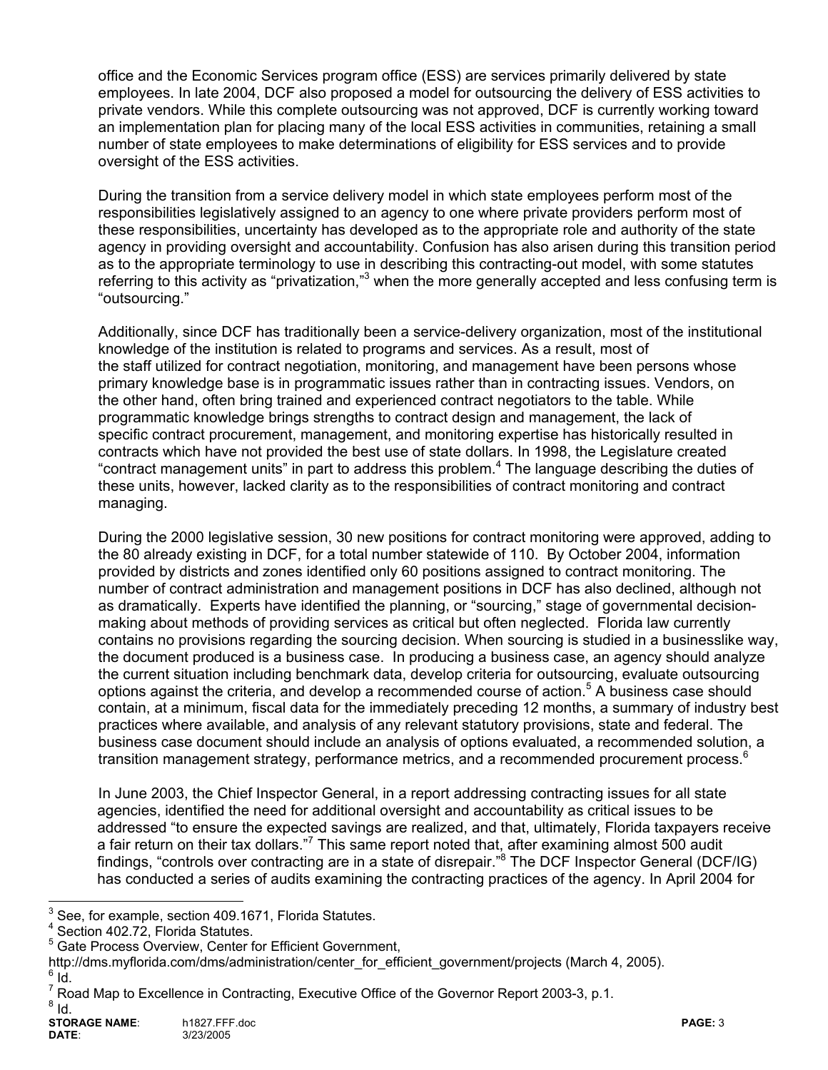office and the Economic Services program office (ESS) are services primarily delivered by state employees. In late 2004, DCF also proposed a model for outsourcing the delivery of ESS activities to private vendors. While this complete outsourcing was not approved, DCF is currently working toward an implementation plan for placing many of the local ESS activities in communities, retaining a small number of state employees to make determinations of eligibility for ESS services and to provide oversight of the ESS activities.

During the transition from a service delivery model in which state employees perform most of the responsibilities legislatively assigned to an agency to one where private providers perform most of these responsibilities, uncertainty has developed as to the appropriate role and authority of the state agency in providing oversight and accountability. Confusion has also arisen during this transition period as to the appropriate terminology to use in describing this contracting-out model, with some statutes referring to this activity as "privatization,"[3] when the more generally accepted and less confusing term is "outsourcing."

Additionally, since DCF has traditionally been a service-delivery organization, most of the institutional knowledge of the institution is related to programs and services. As a result, most of the staff utilized for contract negotiation, monitoring, and management have been persons whose primary knowledge base is in programmatic issues rather than in contracting issues. Vendors, on the other hand, often bring trained and experienced contract negotiators to the table. While programmatic knowledge brings strengths to contract design and management, the lack of specific contract procurement, management, and monitoring expertise has historically resulted in contracts which have not provided the best use of state dollars. In 1998, the Legislature created "contract management units" in part to address this problem.[4] The language describing the duties of these units, however, lacked clarity as to the responsibilities of contract monitoring and contract managing.

During the 2000 legislative session, 30 new positions for contract monitoring were approved, adding to the 80 already existing in DCF, for a total number statewide of 110. By October 2004, information provided by districts and zones identified only 60 positions assigned to contract monitoring. The number of contract administration and management positions in DCF has also declined, although not as dramatically. Experts have identified the planning, or "sourcing," stage of governmental decision-making about methods of providing services as critical but often neglected. Florida law currently contains no provisions regarding the sourcing decision. When sourcing is studied in a businesslike way, the document produced is a business case. In producing a business case, an agency should analyze the current situation including benchmark data, develop criteria for outsourcing, evaluate outsourcing options against the criteria, and develop a recommended course of action.[5] A business case should contain, at a minimum, fiscal data for the immediately preceding 12 months, a summary of industry best practices where available, and analysis of any relevant statutory provisions, state and federal. The business case document should include an analysis of options evaluated, a recommended solution, a transition management strategy, performance metrics, and a recommended procurement process.[6]

In June 2003, the Chief Inspector General, in a report addressing contracting issues for all state agencies, identified the need for additional oversight and accountability as critical issues to be addressed "to ensure the expected savings are realized, and that, ultimately, Florida taxpayers receive a fair return on their tax dollars."[7] This same report noted that, after examining almost 500 audit findings, "controls over contracting are in a state of disrepair."[8] The DCF Inspector General (DCF/IG) has conducted a series of audits examining the contracting practices of the agency. In April 2004 for

---

[3] See, for example, section 409.1671, Florida Statutes.
[4] Section 402.72, Florida Statutes.
[5] Gate Process Overview, Center for Efficient Government, http://dms.myflorida.com/dms/administration/center_for_efficient_government/projects (March 4, 2005).
[6] Id.
[7] Road Map to Excellence in Contracting, Executive Office of the Governor Report 2003-3, p.1.
[8] Id.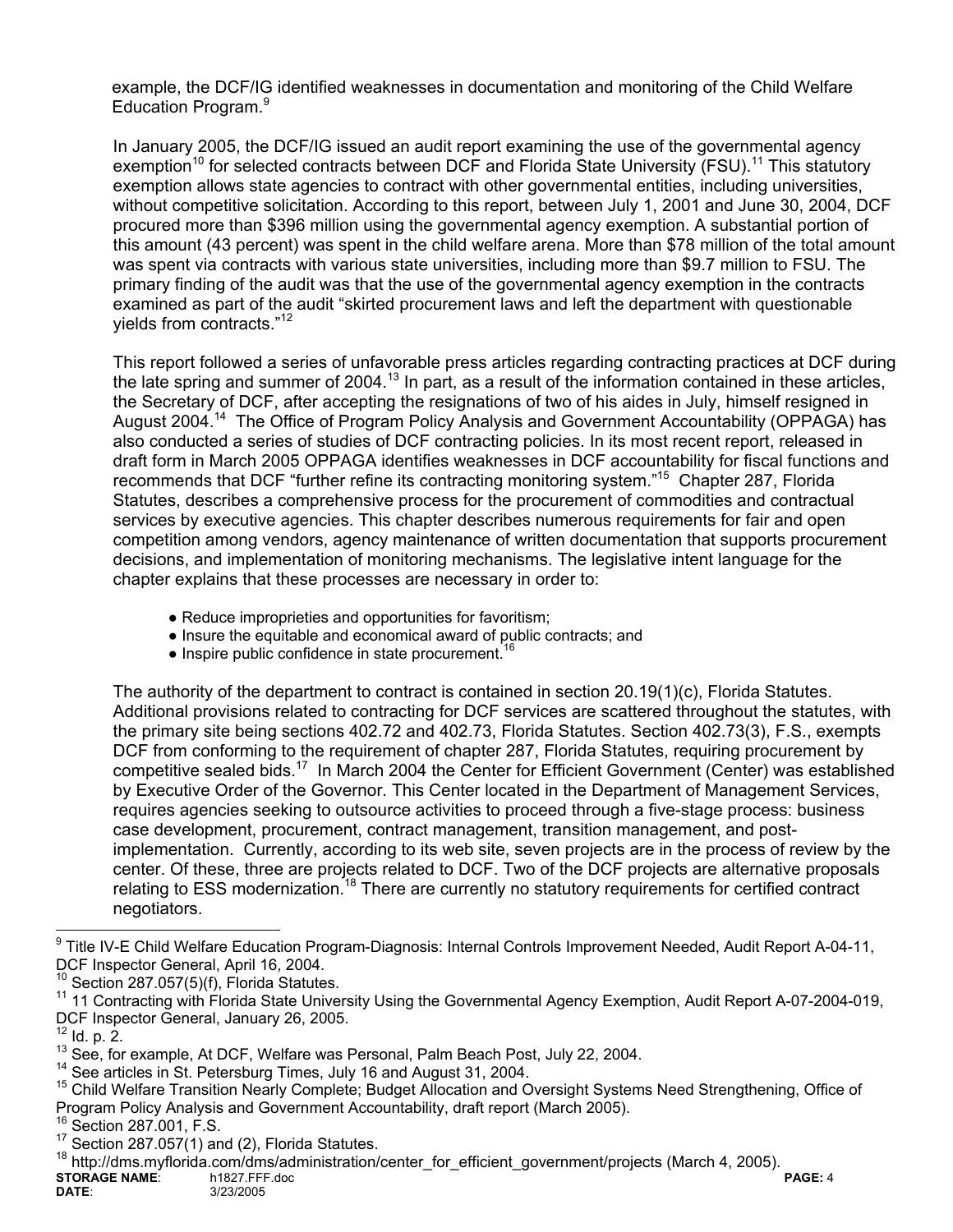example, the DCF/IG identified weaknesses in documentation and monitoring of the Child Welfare Education Program.[9]

In January 2005, the DCF/IG issued an audit report examining the use of the governmental agency exemption[10] for selected contracts between DCF and Florida State University (FSU).[11] This statutory exemption allows state agencies to contract with other governmental entities, including universities, without competitive solicitation. According to this report, between July 1, 2001 and June 30, 2004, DCF procured more than $396 million using the governmental agency exemption. A substantial portion of this amount (43 percent) was spent in the child welfare arena. More than $78 million of the total amount was spent via contracts with various state universities, including more than $9.7 million to FSU. The primary finding of the audit was that the use of the governmental agency exemption in the contracts examined as part of the audit "skirted procurement laws and left the department with questionable yields from contracts."[12]

This report followed a series of unfavorable press articles regarding contracting practices at DCF during the late spring and summer of 2004.[13] In part, as a result of the information contained in these articles, the Secretary of DCF, after accepting the resignations of two of his aides in July, himself resigned in August 2004.[14] The Office of Program Policy Analysis and Government Accountability (OPPAGA) has also conducted a series of studies of DCF contracting policies. In its most recent report, released in draft form in March 2005 OPPAGA identifies weaknesses in DCF accountability for fiscal functions and recommends that DCF "further refine its contracting monitoring system."[15] Chapter 287, Florida Statutes, describes a comprehensive process for the procurement of commodities and contractual services by executive agencies. This chapter describes numerous requirements for fair and open competition among vendors, agency maintenance of written documentation that supports procurement decisions, and implementation of monitoring mechanisms. The legislative intent language for the chapter explains that these processes are necessary in order to:

- Reduce improprieties and opportunities for favoritism;
- Insure the equitable and economical award of public contracts; and
- Inspire public confidence in state procurement.[16]

The authority of the department to contract is contained in section 20.19(1)(c), Florida Statutes. Additional provisions related to contracting for DCF services are scattered throughout the statutes, with the primary site being sections 402.72 and 402.73, Florida Statutes. Section 402.73(3), F.S., exempts DCF from conforming to the requirement of chapter 287, Florida Statutes, requiring procurement by competitive sealed bids.[17] In March 2004 the Center for Efficient Government (Center) was established by Executive Order of the Governor. This Center located in the Department of Management Services, requires agencies seeking to outsource activities to proceed through a five-stage process: business case development, procurement, contract management, transition management, and post-implementation. Currently, according to its web site, seven projects are in the process of review by the center. Of these, three are projects related to DCF. Two of the DCF projects are alternative proposals relating to ESS modernization.[18] There are currently no statutory requirements for certified contract negotiators.

---

[9] Title IV-E Child Welfare Education Program-Diagnosis: Internal Controls Improvement Needed, Audit Report A-04-11, DCF Inspector General, April 16, 2004.
[10] Section 287.057(5)(f), Florida Statutes.
[11] 11 Contracting with Florida State University Using the Governmental Agency Exemption, Audit Report A-07-2004-019, DCF Inspector General, January 26, 2005.
[12] Id. p. 2.
[13] See, for example, At DCF, Welfare was Personal, Palm Beach Post, July 22, 2004.
[14] See articles in St. Petersburg Times, July 16 and August 31, 2004.
[15] Child Welfare Transition Nearly Complete; Budget Allocation and Oversight Systems Need Strengthening, Office of Program Policy Analysis and Government Accountability, draft report (March 2005).
[16] Section 287.001, F.S.
[17] Section 287.057(1) and (2), Florida Statutes.
[18] http://dms.myflorida.com/dms/administration/center_for_efficient_government/projects (March 4, 2005).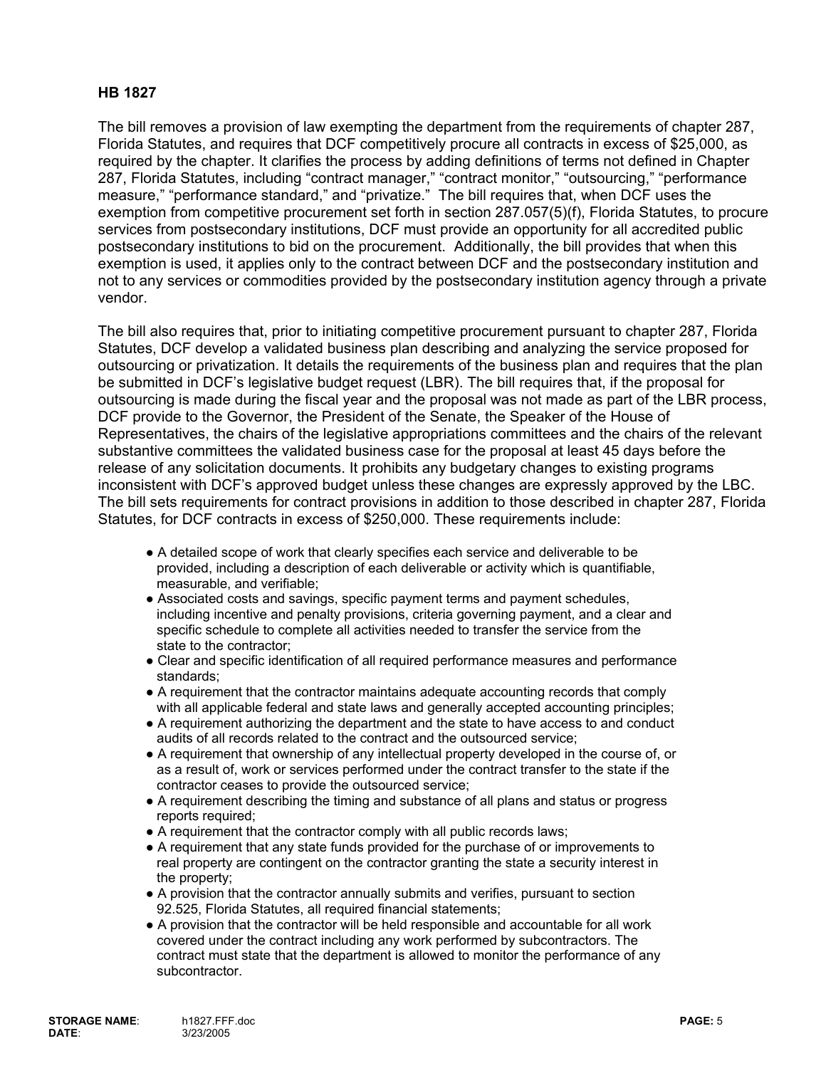**HB 1827**

The bill removes a provision of law exempting the department from the requirements of chapter 287, Florida Statutes, and requires that DCF competitively procure all contracts in excess of $25,000, as required by the chapter. It clarifies the process by adding definitions of terms not defined in Chapter 287, Florida Statutes, including "contract manager," "contract monitor," "outsourcing," "performance measure," "performance standard," and "privatize." The bill requires that, when DCF uses the exemption from competitive procurement set forth in section 287.057(5)(f), Florida Statutes, to procure services from postsecondary institutions, DCF must provide an opportunity for all accredited public postsecondary institutions to bid on the procurement. Additionally, the bill provides that when this exemption is used, it applies only to the contract between DCF and the postsecondary institution and not to any services or commodities provided by the postsecondary institution agency through a private vendor.

The bill also requires that, prior to initiating competitive procurement pursuant to chapter 287, Florida Statutes, DCF develop a validated business plan describing and analyzing the service proposed for outsourcing or privatization. It details the requirements of the business plan and requires that the plan be submitted in DCF's legislative budget request (LBR). The bill requires that, if the proposal for outsourcing is made during the fiscal year and the proposal was not made as part of the LBR process, DCF provide to the Governor, the President of the Senate, the Speaker of the House of Representatives, the chairs of the legislative appropriations committees and the chairs of the relevant substantive committees the validated business case for the proposal at least 45 days before the release of any solicitation documents. It prohibits any budgetary changes to existing programs inconsistent with DCF's approved budget unless these changes are expressly approved by the LBC. The bill sets requirements for contract provisions in addition to those described in chapter 287, Florida Statutes, for DCF contracts in excess of $250,000. These requirements include:

- A detailed scope of work that clearly specifies each service and deliverable to be provided, including a description of each deliverable or activity which is quantifiable, measurable, and verifiable;
- Associated costs and savings, specific payment terms and payment schedules, including incentive and penalty provisions, criteria governing payment, and a clear and specific schedule to complete all activities needed to transfer the service from the state to the contractor;
- Clear and specific identification of all required performance measures and performance standards;
- A requirement that the contractor maintains adequate accounting records that comply with all applicable federal and state laws and generally accepted accounting principles;
- A requirement authorizing the department and the state to have access to and conduct audits of all records related to the contract and the outsourced service;
- A requirement that ownership of any intellectual property developed in the course of, or as a result of, work or services performed under the contract transfer to the state if the contractor ceases to provide the outsourced service;
- A requirement describing the timing and substance of all plans and status or progress reports required;
- A requirement that the contractor comply with all public records laws;
- A requirement that any state funds provided for the purchase of or improvements to real property are contingent on the contractor granting the state a security interest in the property;
- A provision that the contractor annually submits and verifies, pursuant to section 92.525, Florida Statutes, all required financial statements;
- A provision that the contractor will be held responsible and accountable for all work covered under the contract including any work performed by subcontractors. The contract must state that the department is allowed to monitor the performance of any subcontractor.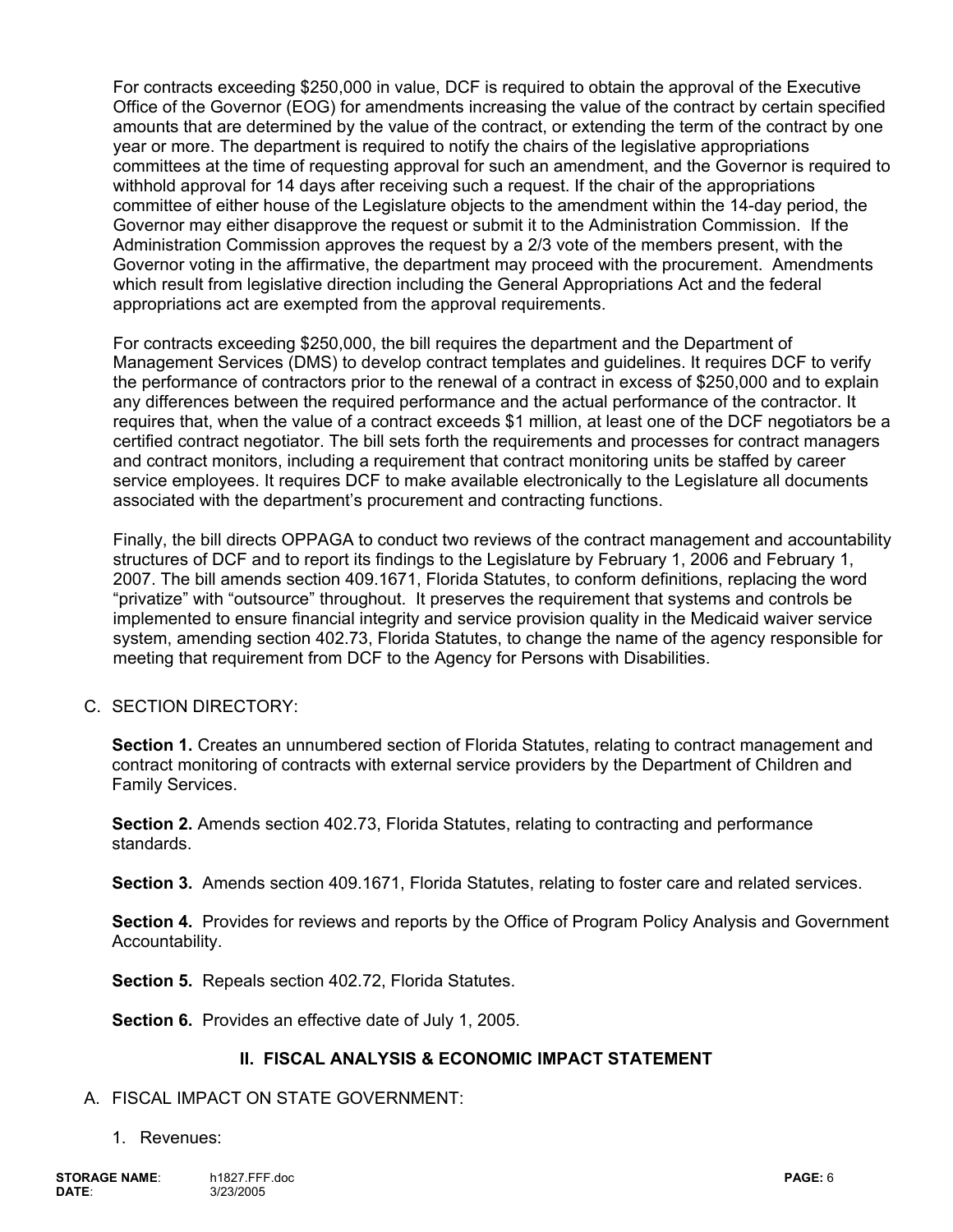For contracts exceeding $250,000 in value, DCF is required to obtain the approval of the Executive Office of the Governor (EOG) for amendments increasing the value of the contract by certain specified amounts that are determined by the value of the contract, or extending the term of the contract by one year or more. The department is required to notify the chairs of the legislative appropriations committees at the time of requesting approval for such an amendment, and the Governor is required to withhold approval for 14 days after receiving such a request. If the chair of the appropriations committee of either house of the Legislature objects to the amendment within the 14-day period, the Governor may either disapprove the request or submit it to the Administration Commission. If the Administration Commission approves the request by a 2/3 vote of the members present, with the Governor voting in the affirmative, the department may proceed with the procurement. Amendments which result from legislative direction including the General Appropriations Act and the federal appropriations act are exempted from the approval requirements.

For contracts exceeding $250,000, the bill requires the department and the Department of Management Services (DMS) to develop contract templates and guidelines. It requires DCF to verify the performance of contractors prior to the renewal of a contract in excess of $250,000 and to explain any differences between the required performance and the actual performance of the contractor. It requires that, when the value of a contract exceeds $1 million, at least one of the DCF negotiators be a certified contract negotiator. The bill sets forth the requirements and processes for contract managers and contract monitors, including a requirement that contract monitoring units be staffed by career service employees. It requires DCF to make available electronically to the Legislature all documents associated with the department's procurement and contracting functions.

Finally, the bill directs OPPAGA to conduct two reviews of the contract management and accountability structures of DCF and to report its findings to the Legislature by February 1, 2006 and February 1, 2007. The bill amends section 409.1671, Florida Statutes, to conform definitions, replacing the word "privatize" with "outsource" throughout. It preserves the requirement that systems and controls be implemented to ensure financial integrity and service provision quality in the Medicaid waiver service system, amending section 402.73, Florida Statutes, to change the name of the agency responsible for meeting that requirement from DCF to the Agency for Persons with Disabilities.

C. SECTION DIRECTORY:

**Section 1.** Creates an unnumbered section of Florida Statutes, relating to contract management and contract monitoring of contracts with external service providers by the Department of Children and Family Services.

**Section 2.** Amends section 402.73, Florida Statutes, relating to contracting and performance standards.

**Section 3.** Amends section 409.1671, Florida Statutes, relating to foster care and related services.

**Section 4.** Provides for reviews and reports by the Office of Program Policy Analysis and Government Accountability.

**Section 5.** Repeals section 402.72, Florida Statutes.

**Section 6.** Provides an effective date of July 1, 2005.

## II. FISCAL ANALYSIS & ECONOMIC IMPACT STATEMENT

A. FISCAL IMPACT ON STATE GOVERNMENT:

1. Revenues: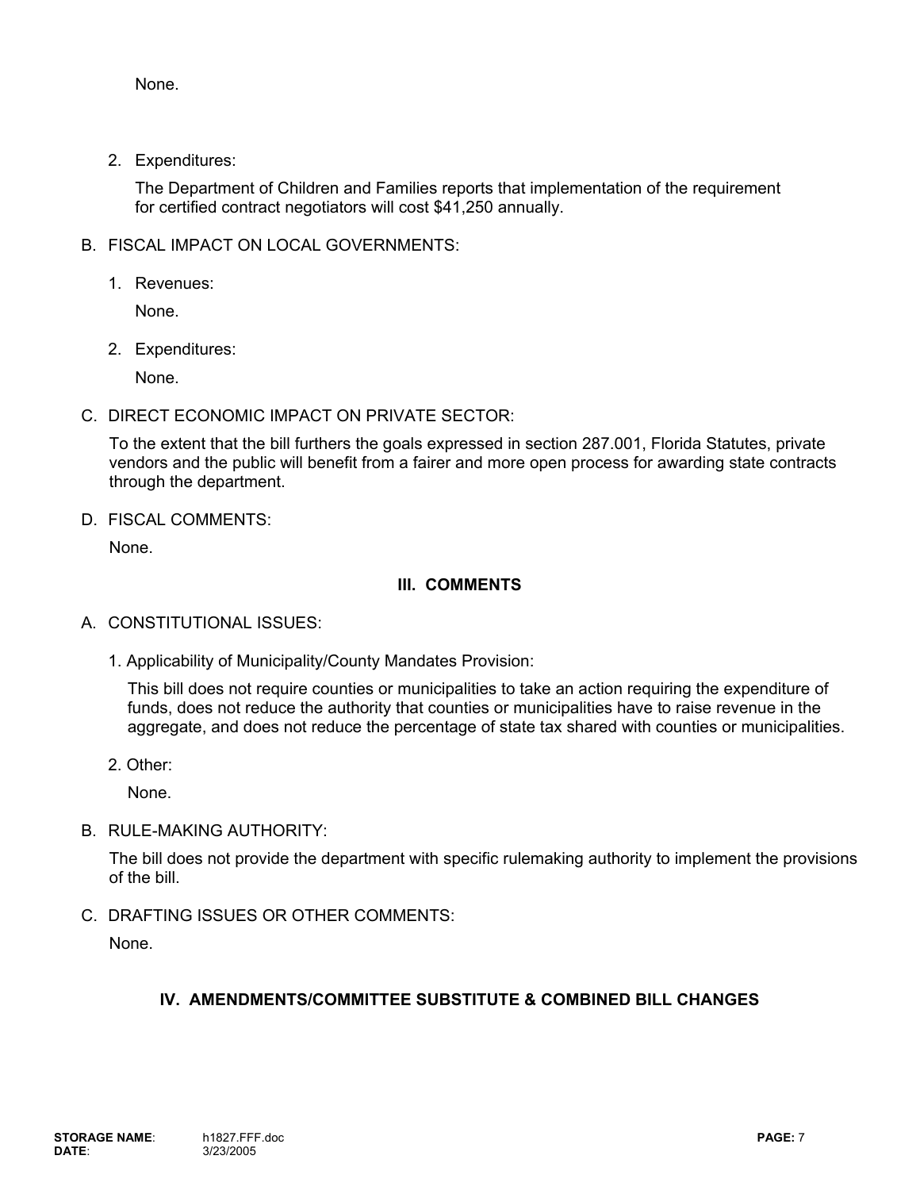None.

2. Expenditures:

   The Department of Children and Families reports that implementation of the requirement for certified contract negotiators will cost $41,250 annually.

B. FISCAL IMPACT ON LOCAL GOVERNMENTS:

   1. Revenues:

      None.

   2. Expenditures:

      None.

C. DIRECT ECONOMIC IMPACT ON PRIVATE SECTOR:

   To the extent that the bill furthers the goals expressed in section 287.001, Florida Statutes, private vendors and the public will benefit from a fairer and more open process for awarding state contracts through the department.

D. FISCAL COMMENTS:

   None.

## III. COMMENTS

A. CONSTITUTIONAL ISSUES:

   1. Applicability of Municipality/County Mandates Provision:

      This bill does not require counties or municipalities to take an action requiring the expenditure of funds, does not reduce the authority that counties or municipalities have to raise revenue in the aggregate, and does not reduce the percentage of state tax shared with counties or municipalities.

   2. Other:

      None.

B. RULE-MAKING AUTHORITY:

   The bill does not provide the department with specific rulemaking authority to implement the provisions of the bill.

C. DRAFTING ISSUES OR OTHER COMMENTS:

   None.

## IV. AMENDMENTS/COMMITTEE SUBSTITUTE & COMBINED BILL CHANGES